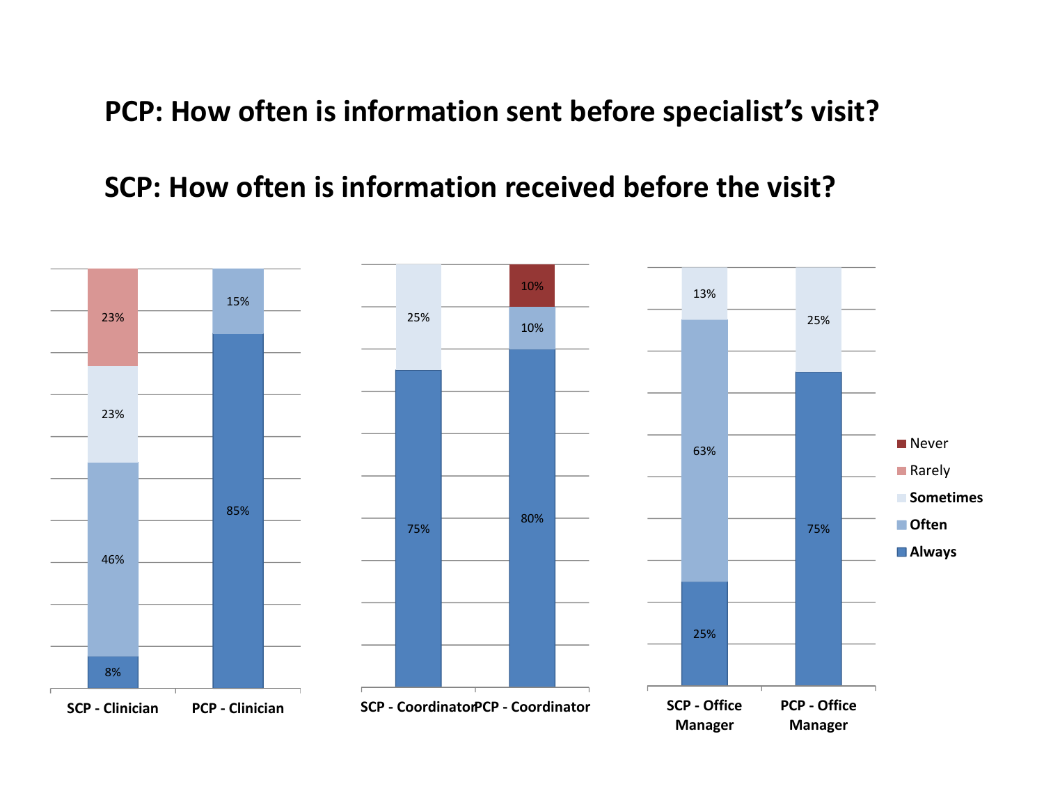# PCP: How often is information sent before specialist's visit?

# SCP: How often is information received before the visit?

| | Always | Often | Sometimes | Rarely | Never |
|---|---|---|---|---|---|
| SCP - Clinician | 8% | 46% | 23% | 23% | |
| PCP - Clinician | 85% | 15% | | | |
| SCP - Coordinator | 75% | | 25% | | |
| PCP - Coordinator | 80% | 10% | | | 10% |
| SCP - Office Manager | 25% | 63% | 13% | | |
| PCP - Office Manager | 75% | | 25% | | |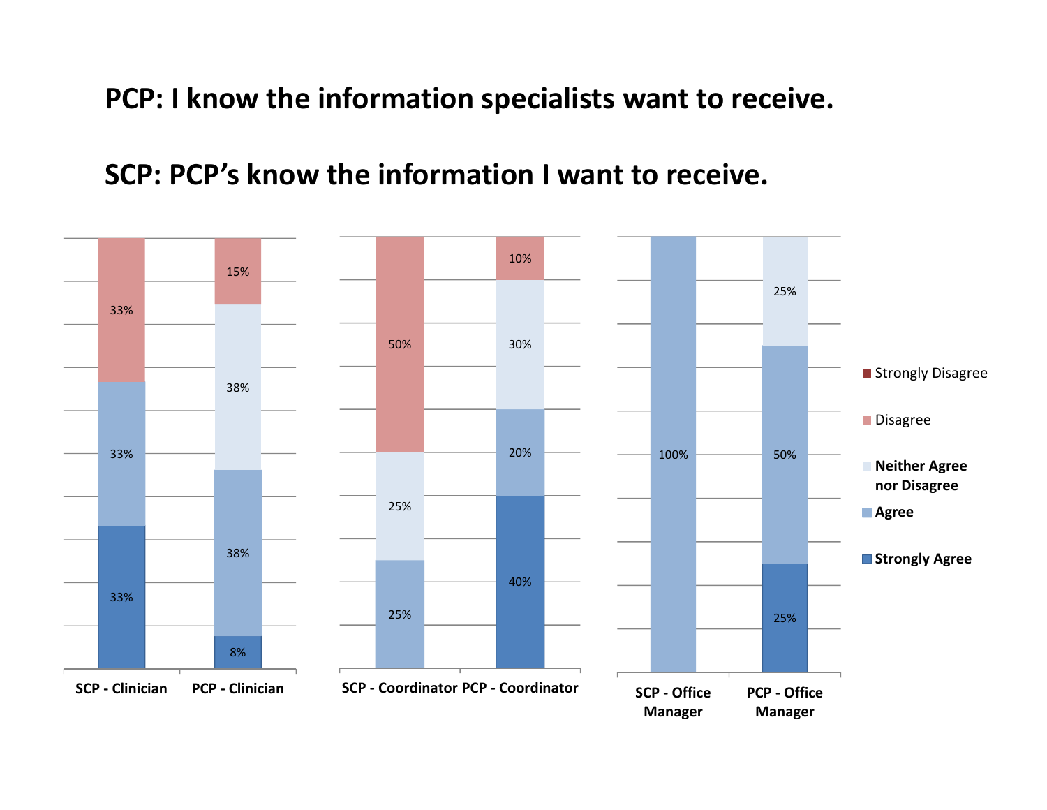# PCP: I know the information specialists want to receive.

# SCP: PCP's know the information I want to receive.

| | Strongly Agree | Agree | Neither Agree nor Disagree | Disagree | Strongly Disagree |
|---|---|---|---|---|---|
| SCP - Clinician | 33% | 33% | | 33% | |
| PCP - Clinician | 8% | 38% | 38% | 15% | |
| SCP - Coordinator | | 25% | 25% | 50% | |
| PCP - Coordinator | 40% | 20% | 30% | 10% | |
| SCP - Office Manager | | 100% | | | |
| PCP - Office Manager | 25% | 50% | 25% | | |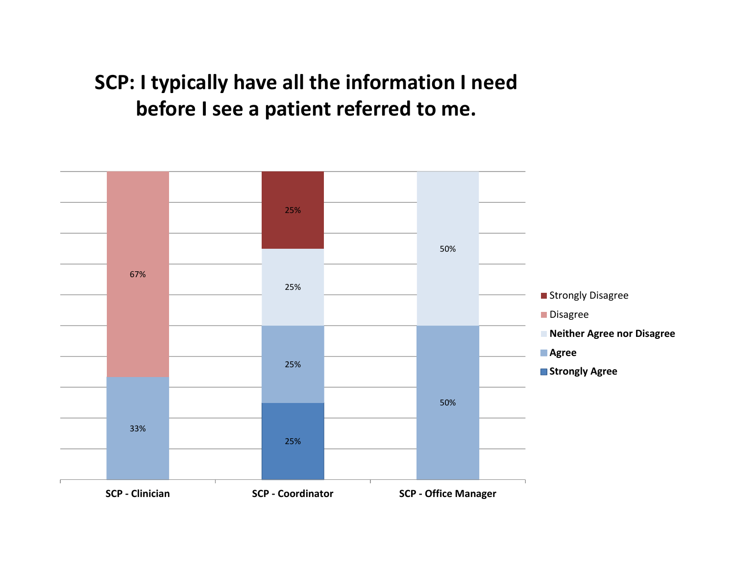# SCP: I typically have all the information I need before I see a patient referred to me.

| | Strongly Disagree | Disagree | Neither Agree nor Disagree | Agree | Strongly Agree |
|---|---|---|---|---|---|
| SCP - Clinician | | 67% | | 33% | |
| SCP - Coordinator | 25% | | 25% | 25% | 25% |
| SCP - Office Manager | | | 50% | 50% | |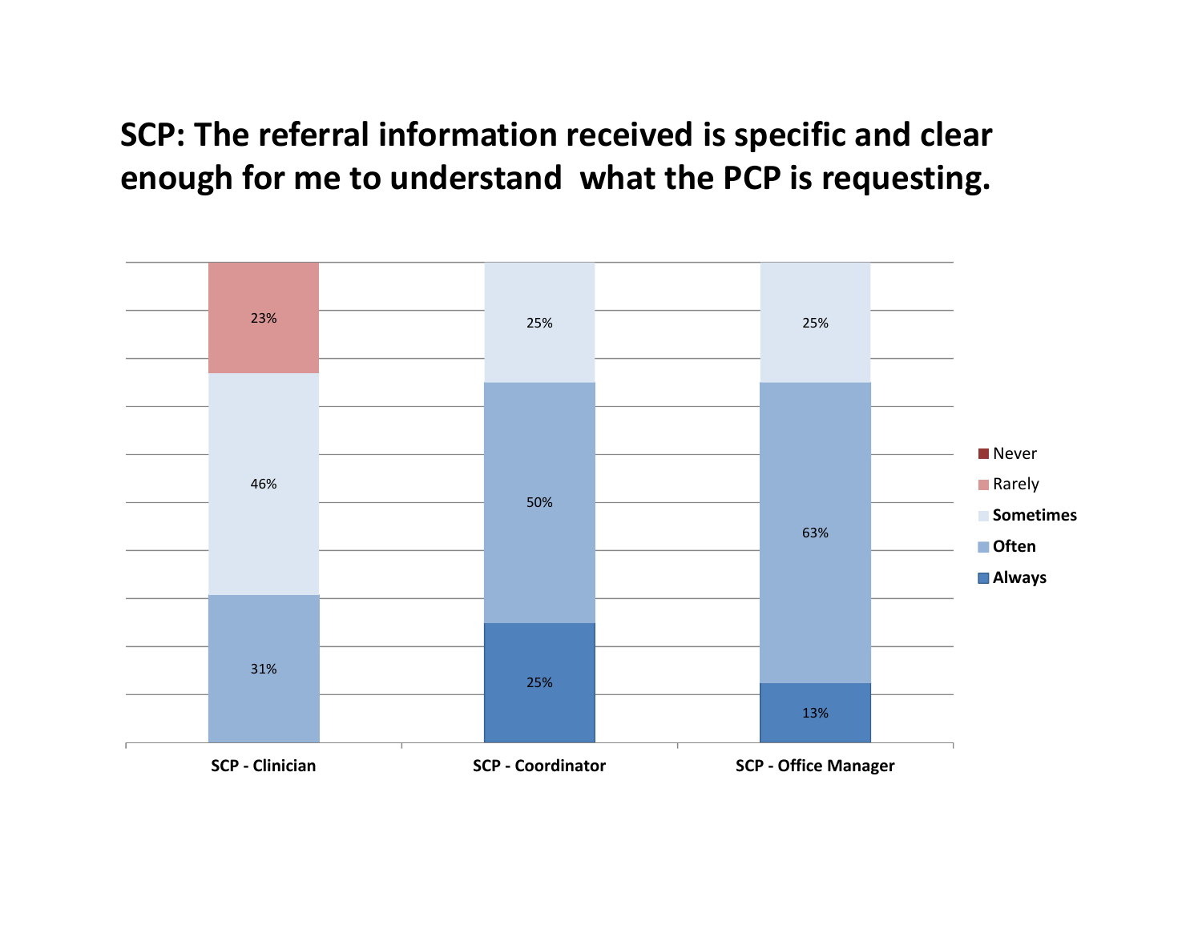# SCP: The referral information received is specific and clear enough for me to understand what the PCP is requesting.

| | SCP - Clinician | SCP - Coordinator | SCP - Office Manager |
|---|---|---|---|
| Never | | | |
| Rarely | 23% | | |
| Sometimes | 46% | 25% | 25% |
| Often | 31% | 50% | 63% |
| Always | | 25% | 13% |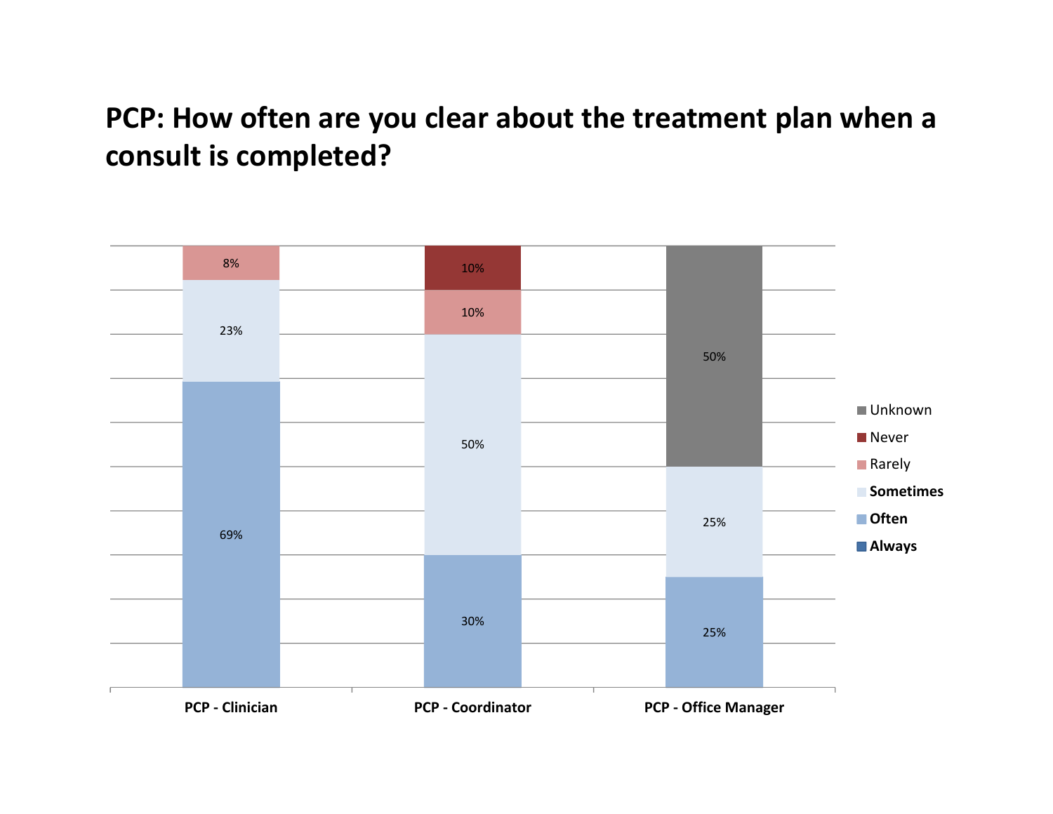# PCP: How often are you clear about the treatment plan when a consult is completed?

| | PCP - Clinician | PCP - Coordinator | PCP - Office Manager |
|---|---|---|---|
| Always | | | |
| Often | 69% | 30% | 25% |
| Sometimes | 23% | 50% | 25% |
| Rarely | 8% | 10% | |
| Never | | 10% | |
| Unknown | | | 50% |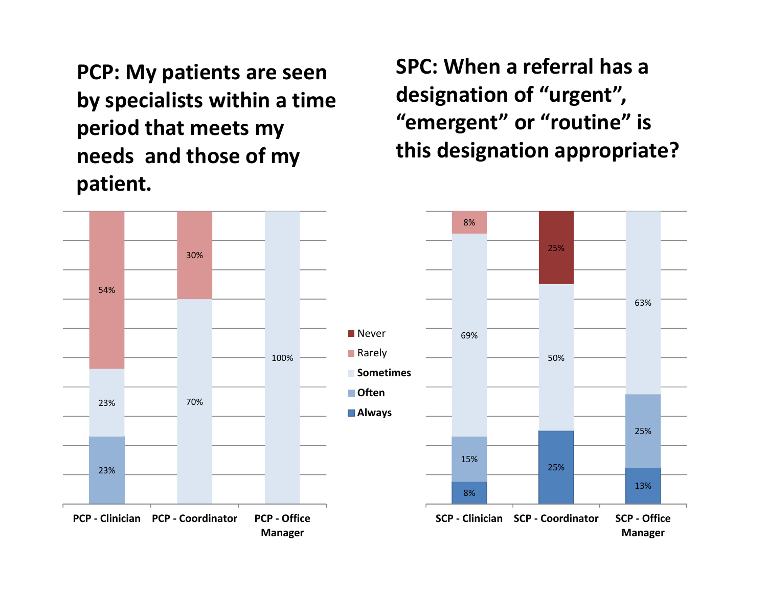## PCP: My patients are seen by specialists within a time period that meets my needs and those of my patient.

| | Never | Rarely | Sometimes | Often | Always |
|---|---|---|---|---|---|
| PCP - Clinician | | 54% | 23% | 23% | |
| PCP - Coordinator | | 30% | 70% | | |
| PCP - Office Manager | | | 100% | | |

## SPC: When a referral has a designation of "urgent", "emergent" or "routine" is this designation appropriate?

| | Never | Rarely | Sometimes | Often | Always |
|---|---|---|---|---|---|
| SCP - Clinician | | 8% | 69% | 15% | 8% |
| SCP - Coordinator | 25% | | 50% | | 25% |
| SCP - Office Manager | | | 63% | 25% | 13% |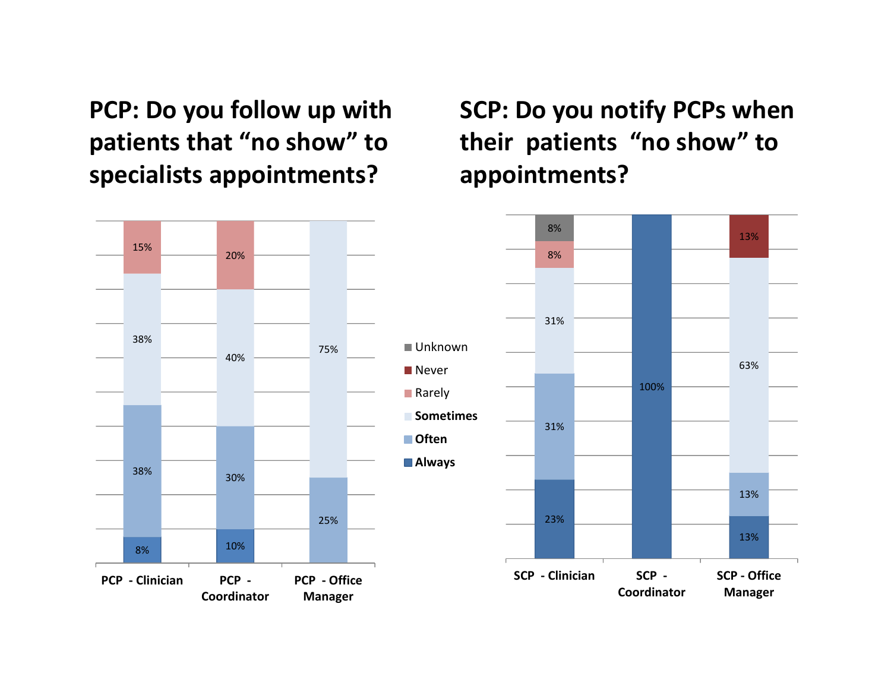## PCP: Do you follow up with patients that "no show" to specialists appointments?

| | Always | Often | Sometimes | Rarely |
|---|---|---|---|---|
| PCP - Clinician | 8% | 38% | 38% | 15% |
| PCP - Coordinator | 10% | 30% | 40% | 20% |
| PCP - Office Manager | | 25% | 75% | |

## SCP: Do you notify PCPs when their patients "no show" to appointments?

| | Always | Often | Sometimes | Rarely | Never | Unknown |
|---|---|---|---|---|---|---|
| SCP - Clinician | 23% | 31% | 31% | 8% | | 8% |
| SCP - Coordinator | 100% | | | | | |
| SCP - Office Manager | 13% | 13% | 63% | | 13% | |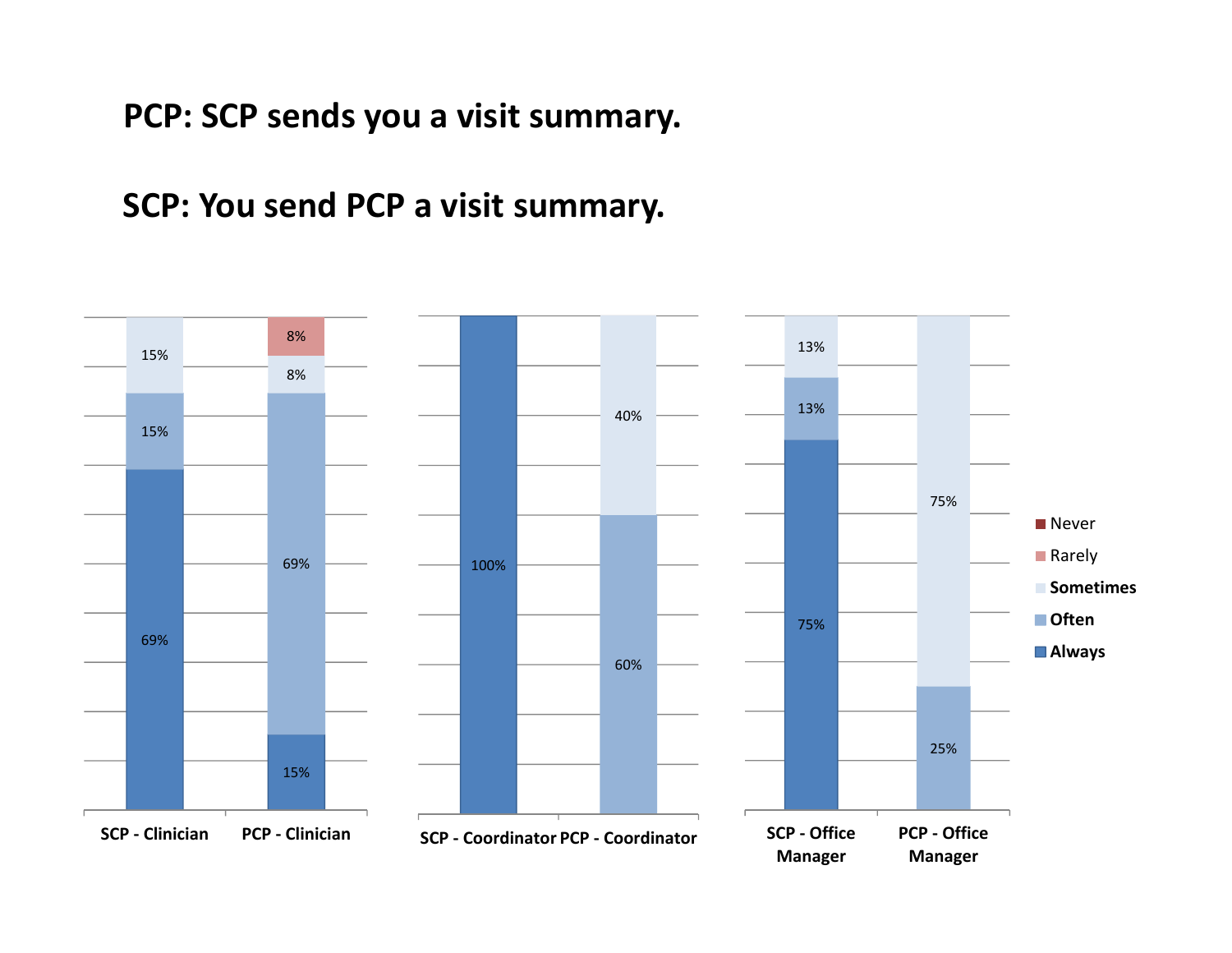# PCP: SCP sends you a visit summary.

# SCP: You send PCP a visit summary.

| | Always | Often | Sometimes | Rarely | Never |
|---|---|---|---|---|---|
| SCP - Clinician | 69% | 15% | 15% | | |
| PCP - Clinician | 15% | 69% | 8% | 8% | |
| SCP - Coordinator | 100% | | | | |
| PCP - Coordinator | | 60% | 40% | | |
| SCP - Office Manager | 75% | 13% | 13% | | |
| PCP - Office Manager | | 25% | 75% | | |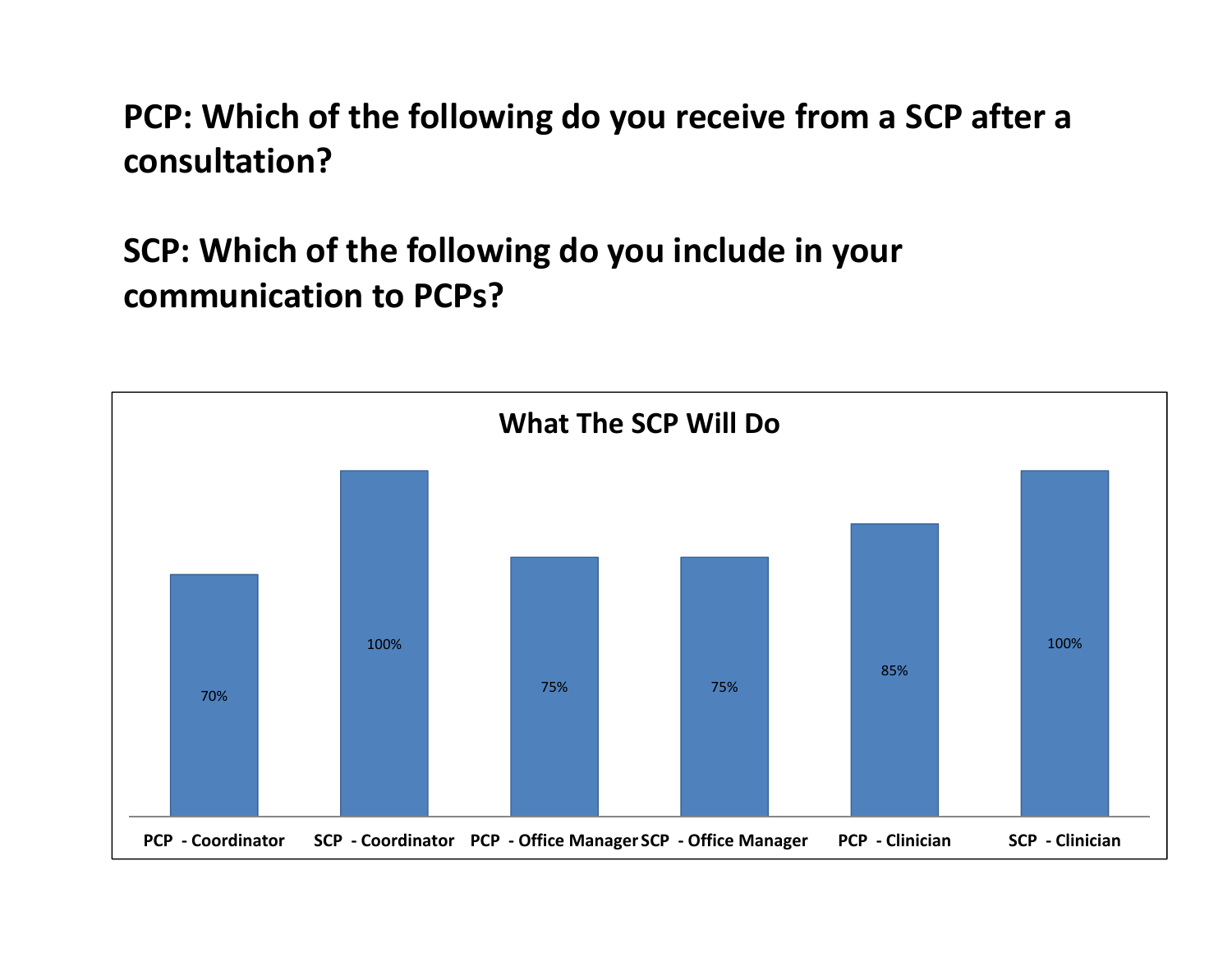**PCP: Which of the following do you receive from a SCP after a consultation?**

**SCP: Which of the following do you include in your communication to PCPs?**

**What The SCP Will Do**

| Group | Percentage |
|---|---|
| PCP - Coordinator | 70% |
| SCP - Coordinator | 100% |
| PCP - Office Manager | 75% |
| SCP - Office Manager | 75% |
| PCP - Clinician | 85% |
| SCP - Clinician | 100% |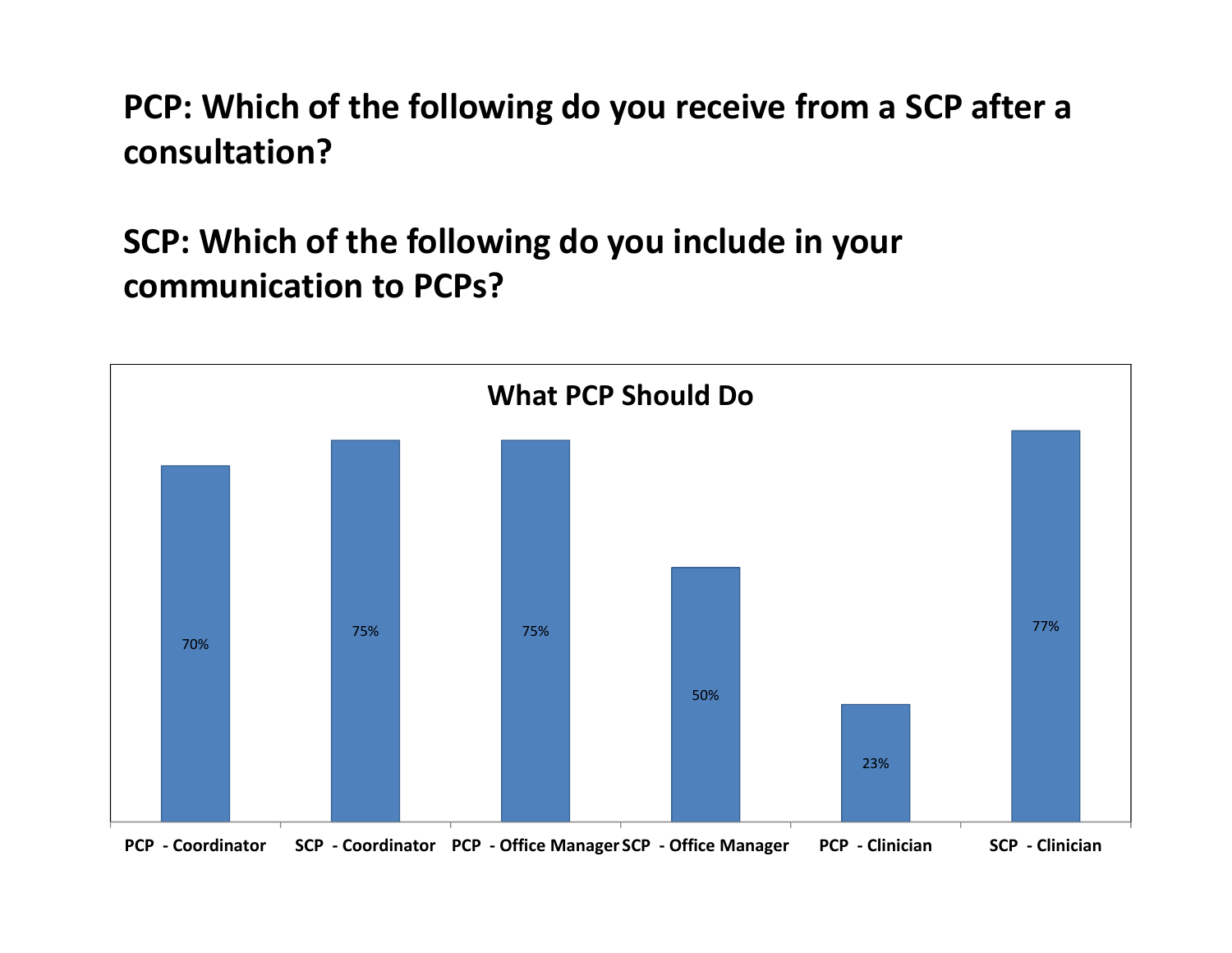**PCP: Which of the following do you receive from a SCP after a consultation?**

**SCP: Which of the following do you include in your communication to PCPs?**

**What PCP Should Do**

| Category | Percentage |
| --- | --- |
| PCP - Coordinator | 70% |
| SCP - Coordinator | 75% |
| PCP - Office Manager | 75% |
| SCP - Office Manager | 50% |
| PCP - Clinician | 23% |
| SCP - Clinician | 77% |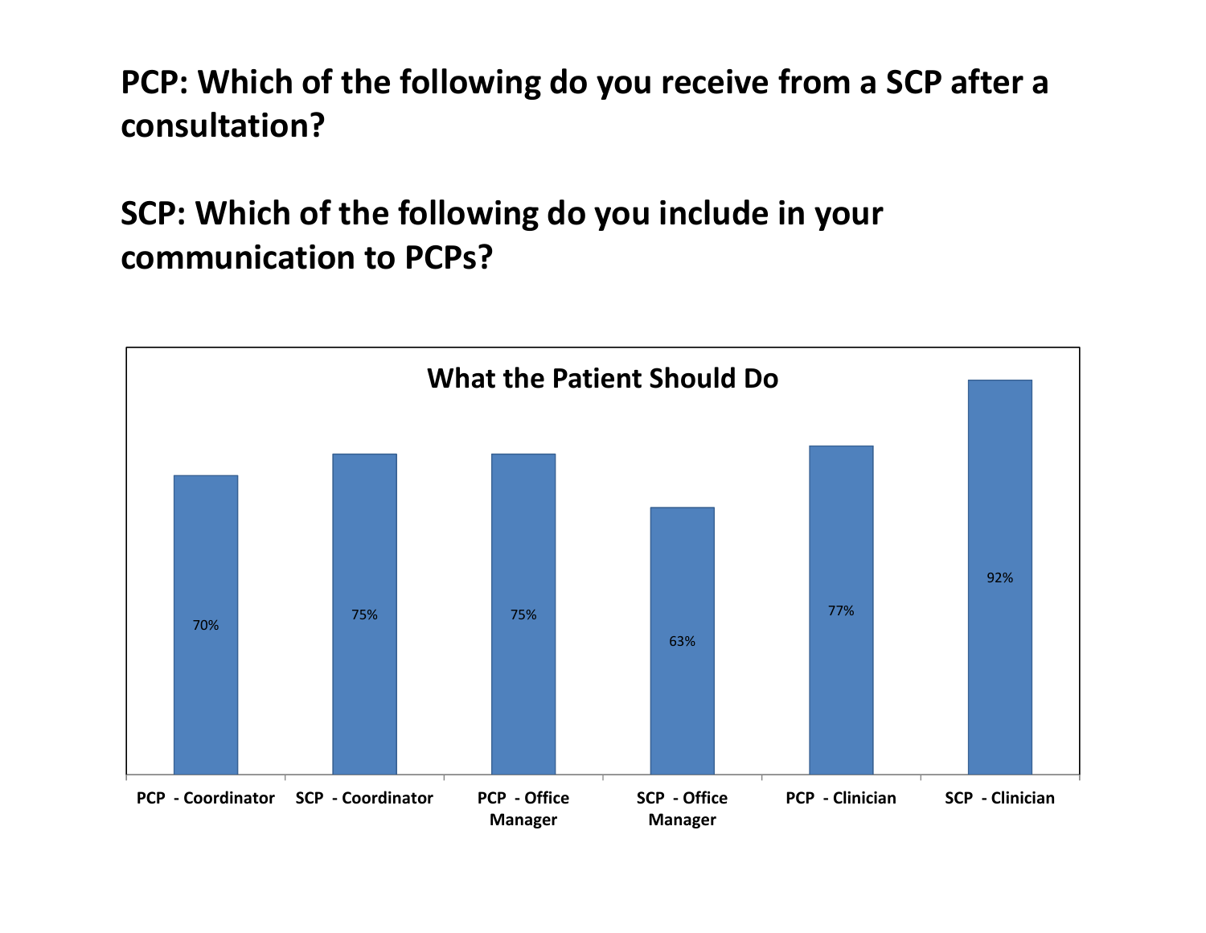# PCP: Which of the following do you receive from a SCP after a consultation?

# SCP: Which of the following do you include in your communication to PCPs?

**What the Patient Should Do**

| Group | Percentage |
| --- | --- |
| PCP - Coordinator | 70% |
| SCP - Coordinator | 75% |
| PCP - Office Manager | 75% |
| SCP - Office Manager | 63% |
| PCP - Clinician | 77% |
| SCP - Clinician | 92% |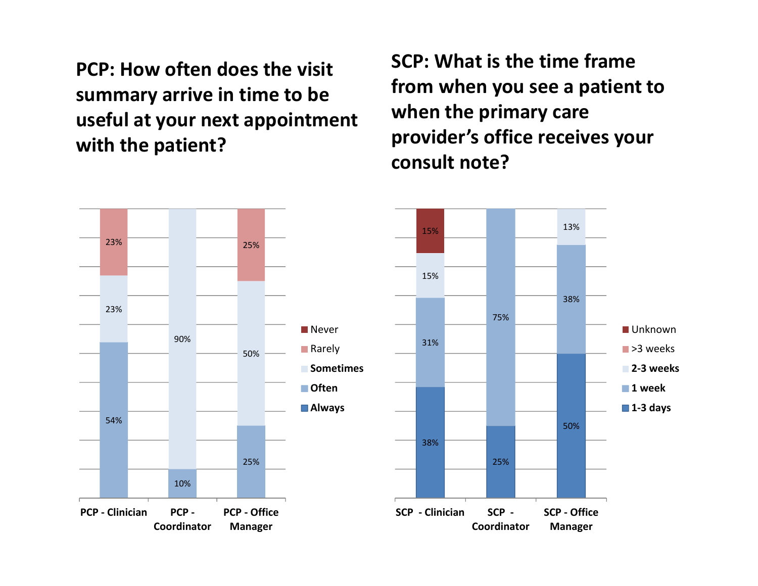## PCP: How often does the visit summary arrive in time to be useful at your next appointment with the patient?

| | Never | Rarely | Sometimes | Often | Always |
|---|---|---|---|---|---|
| PCP - Clinician | | 23% | 23% | 54% | |
| PCP - Coordinator | | | 90% | 10% | |
| PCP - Office Manager | | 25% | 50% | 25% | |

## SCP: What is the time frame from when you see a patient to when the primary care provider's office receives your consult note?

| | Unknown | >3 weeks | 2-3 weeks | 1 week | 1-3 days |
|---|---|---|---|---|---|
| SCP - Clinician | 15% | | 15% | 31% | 38% |
| SCP - Coordinator | | | | 75% | 25% |
| SCP - Office Manager | | | 13% | 38% | 50% |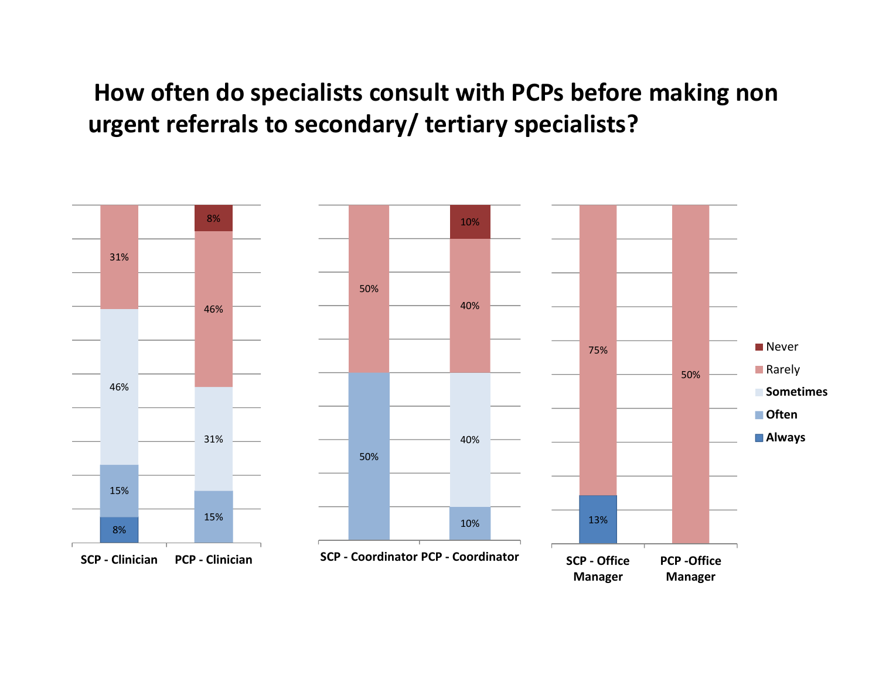# How often do specialists consult with PCPs before making non urgent referrals to secondary/ tertiary specialists?

| | Never | Rarely | Sometimes | Often | Always |
|---|---|---|---|---|---|
| SCP - Clinician | | 31% | 46% | 15% | 8% |
| PCP - Clinician | 8% | 46% | 31% | 15% | |
| SCP - Coordinator | | 50% | | 50% | |
| PCP - Coordinator | 10% | 40% | 40% | 10% | |
| SCP - Office Manager | | 75% | | | 13% |
| PCP -Office Manager | | 50% | | | |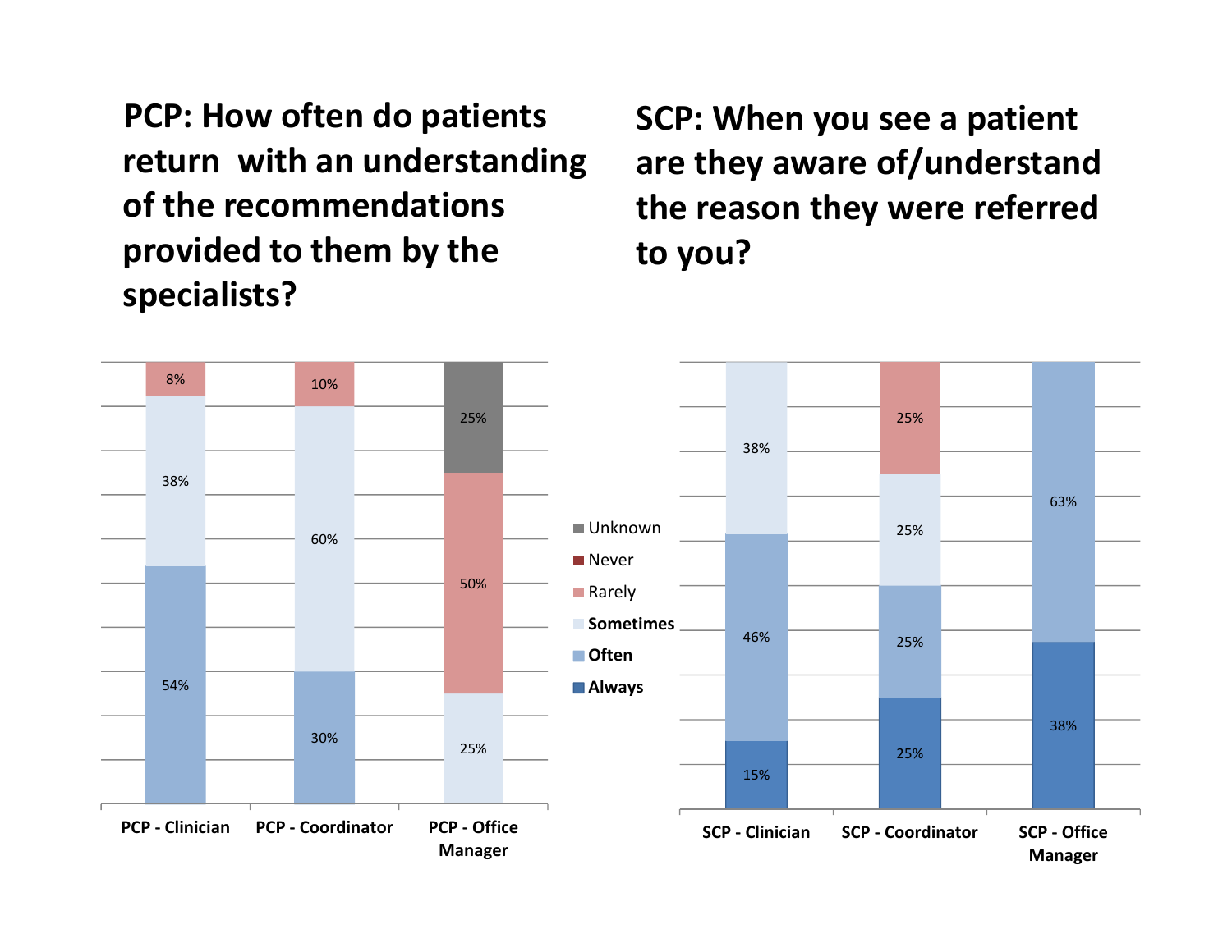## PCP: How often do patients return with an understanding of the recommendations provided to them by the specialists?

| | PCP - Clinician | PCP - Coordinator | PCP - Office Manager |
|---|---|---|---|
| Unknown | | | 25% |
| Never | | | |
| Rarely | 8% | 10% | 50% |
| Sometimes | 38% | 60% | 25% |
| Often | 54% | 30% | |
| Always | | | |

## SCP: When you see a patient are they aware of/understand the reason they were referred to you?

| | SCP - Clinician | SCP - Coordinator | SCP - Office Manager |
|---|---|---|---|
| Unknown | | | |
| Never | | | |
| Rarely | | 25% | |
| Sometimes | 38% | 25% | |
| Often | 46% | 25% | 63% |
| Always | 15% | 25% | 38% |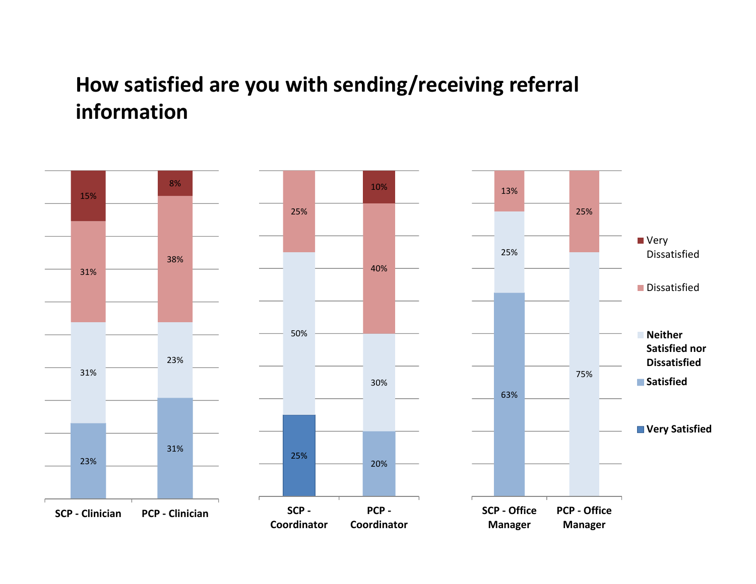# How satisfied are you with sending/receiving referral information

15%
31%
31%
23%
8%
38%
23%
31%

SCP - Clinician
PCP - Clinician

25%
50%
25%
10%
40%
30%
20%

SCP - Coordinator
PCP - Coordinator

13%
25%
63%
25%
75%

SCP - Office Manager
PCP - Office Manager

Very Dissatisfied
Dissatisfied
Neither Satisfied nor Dissatisfied
Satisfied
Very Satisfied